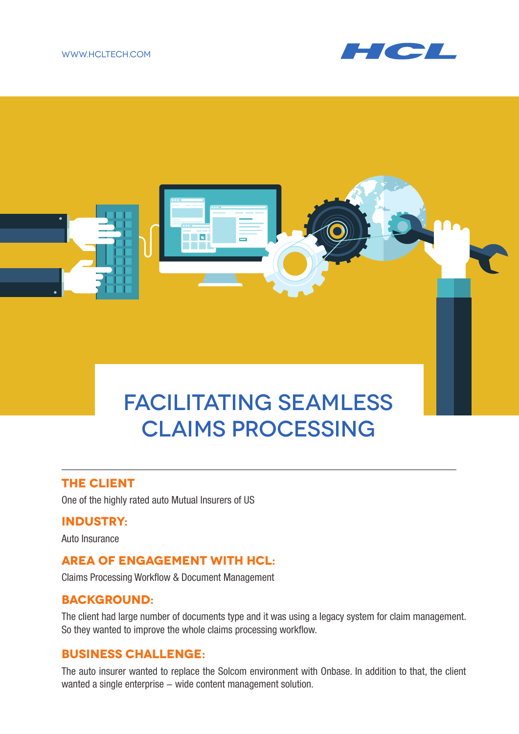WWW.HCLTECH.COM

# FACILITATING SEAMLESS CLAIMS PROCESSING

## THE CLIENT

One of the highly rated auto Mutual Insurers of US

## INDUSTRY:

Auto Insurance

## AREA OF ENGAGEMENT WITH HCL:

Claims Processing Workflow & Document Management

## BACKGROUND:

The client had large number of documents type and it was using a legacy system for claim management. So they wanted to improve the whole claims processing workflow.

## BUSINESS CHALLENGE:

The auto insurer wanted to replace the Solcom environment with Onbase. In addition to that, the client wanted a single enterprise – wide content management solution.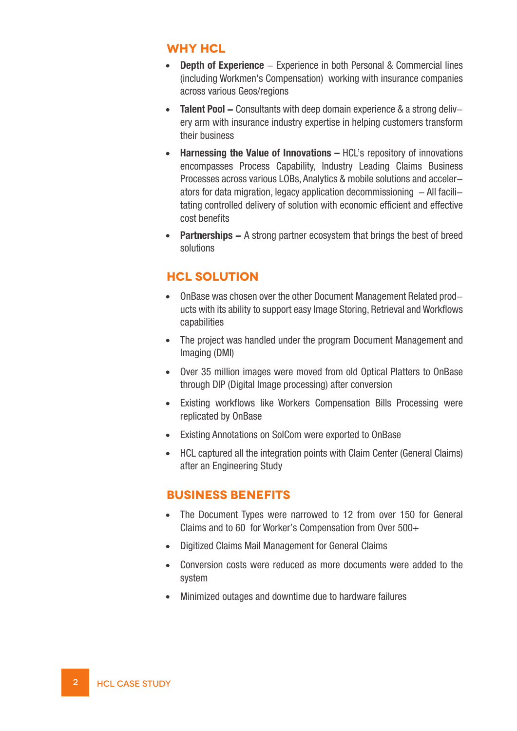## WHY HCL

- **Depth of Experience** – Experience in both Personal & Commercial lines (including Workmen's Compensation) working with insurance companies across various Geos/regions
- **Talent Pool –** Consultants with deep domain experience & a strong delivery arm with insurance industry expertise in helping customers transform their business
- **Harnessing the Value of Innovations –** HCL's repository of innovations encompasses Process Capability, Industry Leading Claims Business Processes across various LOBs, Analytics & mobile solutions and accelerators for data migration, legacy application decommissioning – All facilitating controlled delivery of solution with economic efficient and effective cost benefits
- **Partnerships –** A strong partner ecosystem that brings the best of breed solutions

## HCL SOLUTION

- OnBase was chosen over the other Document Management Related products with its ability to support easy Image Storing, Retrieval and Workflows capabilities
- The project was handled under the program Document Management and Imaging (DMI)
- Over 35 million images were moved from old Optical Platters to OnBase through DIP (Digital Image processing) after conversion
- Existing workflows like Workers Compensation Bills Processing were replicated by OnBase
- Existing Annotations on SolCom were exported to OnBase
- HCL captured all the integration points with Claim Center (General Claims) after an Engineering Study

## BUSINESS BENEFITS

- The Document Types were narrowed to 12 from over 150 for General Claims and to 60 for Worker's Compensation from Over 500+
- Digitized Claims Mail Management for General Claims
- Conversion costs were reduced as more documents were added to the system
- Minimized outages and downtime due to hardware failures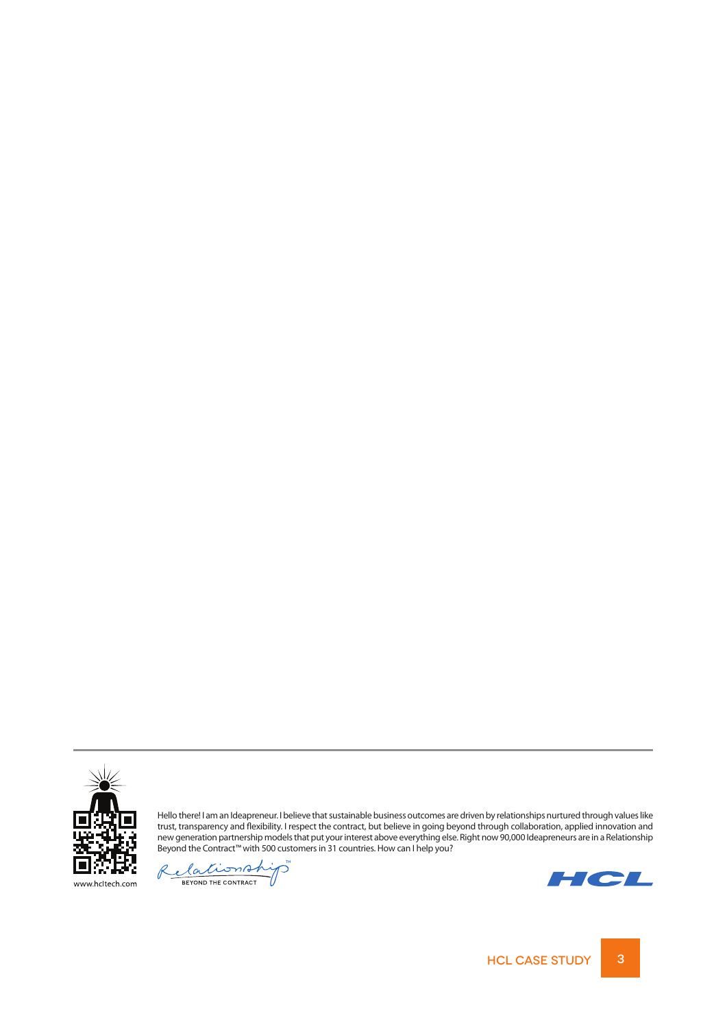Hello there! I am an Ideapreneur. I believe that sustainable business outcomes are driven by relationships nurtured through values like trust, transparency and flexibility. I respect the contract, but believe in going beyond through collaboration, applied innovation and new generation partnership models that put your interest above everything else. Right now 90,000 Ideapreneurs are in a Relationship Beyond the Contract™ with 500 customers in 31 countries. How can I help you?

www.hcltech.com

Relationship™ BEYOND THE CONTRACT

HCL